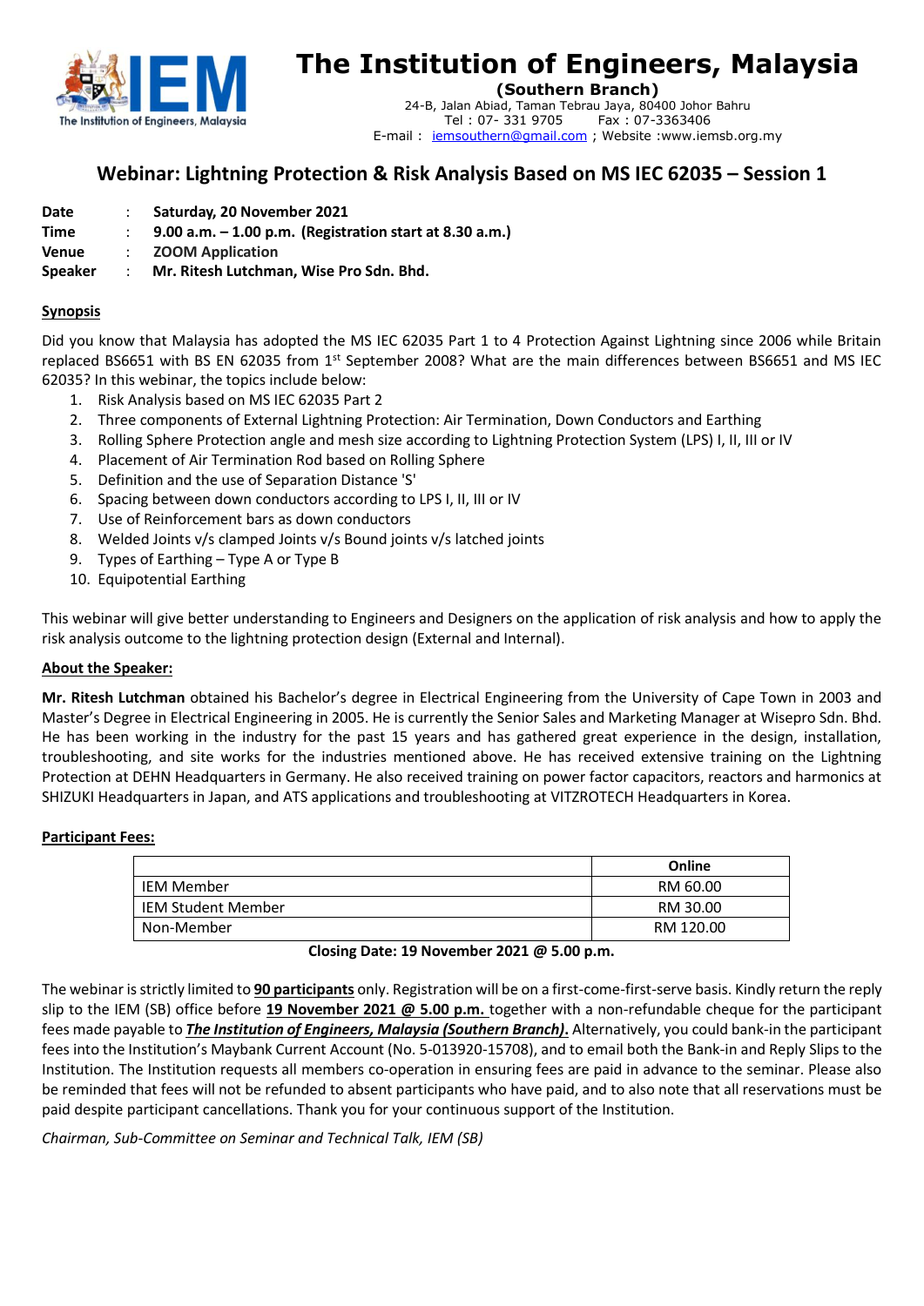# The Institution of Engineers, Malaysia

**(Southern Branch)**

24-B, Jalan Abiad, Taman Tebrau Jaya, 80400 Johor Bahru
Tel : 07- 331 9705 Fax : 07-3363406
E-mail : iemsouthern@gmail.com ; Website :www.iemsb.org.my

## Webinar: Lightning Protection & Risk Analysis Based on MS IEC 62035 – Session 1

**Date** : **Saturday, 20 November 2021**
**Time** : **9.00 a.m. – 1.00 p.m. (Registration start at 8.30 a.m.)**
**Venue** : **ZOOM Application**
**Speaker** : **Mr. Ritesh Lutchman, Wise Pro Sdn. Bhd.**

**Synopsis**

Did you know that Malaysia has adopted the MS IEC 62035 Part 1 to 4 Protection Against Lightning since 2006 while Britain replaced BS6651 with BS EN 62035 from 1st September 2008? What are the main differences between BS6651 and MS IEC 62035? In this webinar, the topics include below:

1. Risk Analysis based on MS IEC 62035 Part 2
2. Three components of External Lightning Protection: Air Termination, Down Conductors and Earthing
3. Rolling Sphere Protection angle and mesh size according to Lightning Protection System (LPS) I, II, III or IV
4. Placement of Air Termination Rod based on Rolling Sphere
5. Definition and the use of Separation Distance 'S'
6. Spacing between down conductors according to LPS I, II, III or IV
7. Use of Reinforcement bars as down conductors
8. Welded Joints v/s clamped Joints v/s Bound joints v/s latched joints
9. Types of Earthing – Type A or Type B
10. Equipotential Earthing

This webinar will give better understanding to Engineers and Designers on the application of risk analysis and how to apply the risk analysis outcome to the lightning protection design (External and Internal).

**About the Speaker:**

**Mr. Ritesh Lutchman** obtained his Bachelor's degree in Electrical Engineering from the University of Cape Town in 2003 and Master's Degree in Electrical Engineering in 2005. He is currently the Senior Sales and Marketing Manager at Wisepro Sdn. Bhd. He has been working in the industry for the past 15 years and has gathered great experience in the design, installation, troubleshooting, and site works for the industries mentioned above. He has received extensive training on the Lightning Protection at DEHN Headquarters in Germany. He also received training on power factor capacitors, reactors and harmonics at SHIZUKI Headquarters in Japan, and ATS applications and troubleshooting at VITZROTECH Headquarters in Korea.

**Participant Fees:**

| | Online |
|---|---|
| IEM Member | RM 60.00 |
| IEM Student Member | RM 30.00 |
| Non-Member | RM 120.00 |

**Closing Date: 19 November 2021 @ 5.00 p.m.**

The webinar is strictly limited to **90 participants** only. Registration will be on a first-come-first-serve basis. Kindly return the reply slip to the IEM (SB) office before **19 November 2021 @ 5.00 p.m.** together with a non-refundable cheque for the participant fees made payable to ***The Institution of Engineers, Malaysia (Southern Branch)***. Alternatively, you could bank-in the participant fees into the Institution's Maybank Current Account (No. 5-013920-15708), and to email both the Bank-in and Reply Slips to the Institution. The Institution requests all members co-operation in ensuring fees are paid in advance to the seminar. Please also be reminded that fees will not be refunded to absent participants who have paid, and to also note that all reservations must be paid despite participant cancellations. Thank you for your continuous support of the Institution.

*Chairman, Sub-Committee on Seminar and Technical Talk, IEM (SB)*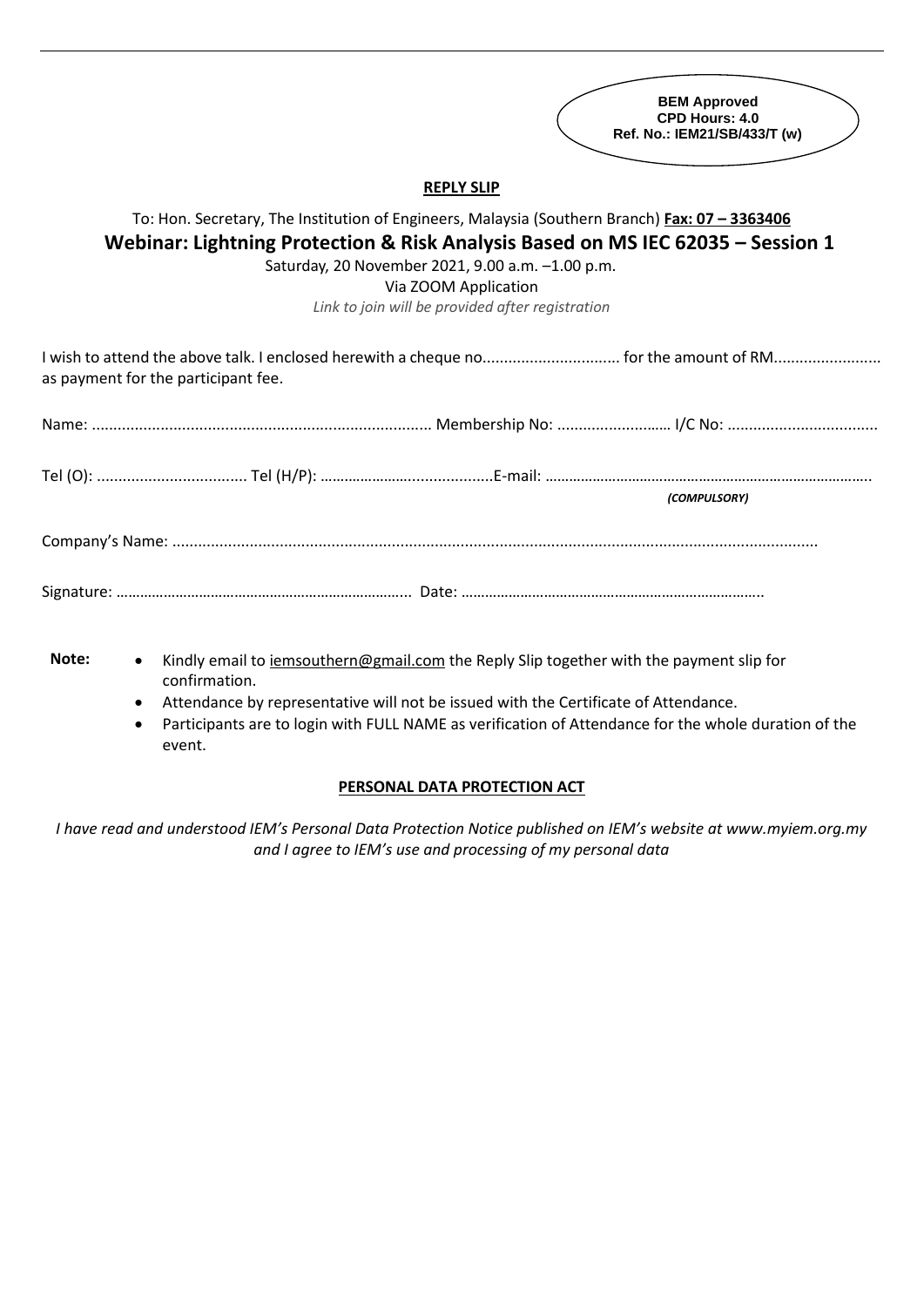**BEM Approved**
**CPD Hours: 4.0**
**Ref. No.: IEM21/SB/433/T (w)**

## REPLY SLIP

To: Hon. Secretary, The Institution of Engineers, Malaysia (Southern Branch) **Fax: 07 – 3363406**

# Webinar: Lightning Protection & Risk Analysis Based on MS IEC 62035 – Session 1

Saturday, 20 November 2021, 9.00 a.m. –1.00 p.m.

Via ZOOM Application

*Link to join will be provided after registration*

I wish to attend the above talk. I enclosed herewith a cheque no................................ for the amount of RM......................... as payment for the participant fee.

Name: .............................................................................. Membership No: .......................… I/C No: ...................................

Tel (O): .................................. Tel (H/P): ……………………….............E-mail: ……………………………………………………………………….
*(COMPULSORY)*

Company's Name: ......................................................................................................................................................

Signature: ………………………………………………………………... Date: …………………………………………………………………..

**Note:**

- Kindly email to iemsouthern@gmail.com the Reply Slip together with the payment slip for confirmation.
- Attendance by representative will not be issued with the Certificate of Attendance.
- Participants are to login with FULL NAME as verification of Attendance for the whole duration of the event.

## PERSONAL DATA PROTECTION ACT

*I have read and understood IEM's Personal Data Protection Notice published on IEM's website at www.myiem.org.my and I agree to IEM's use and processing of my personal data*